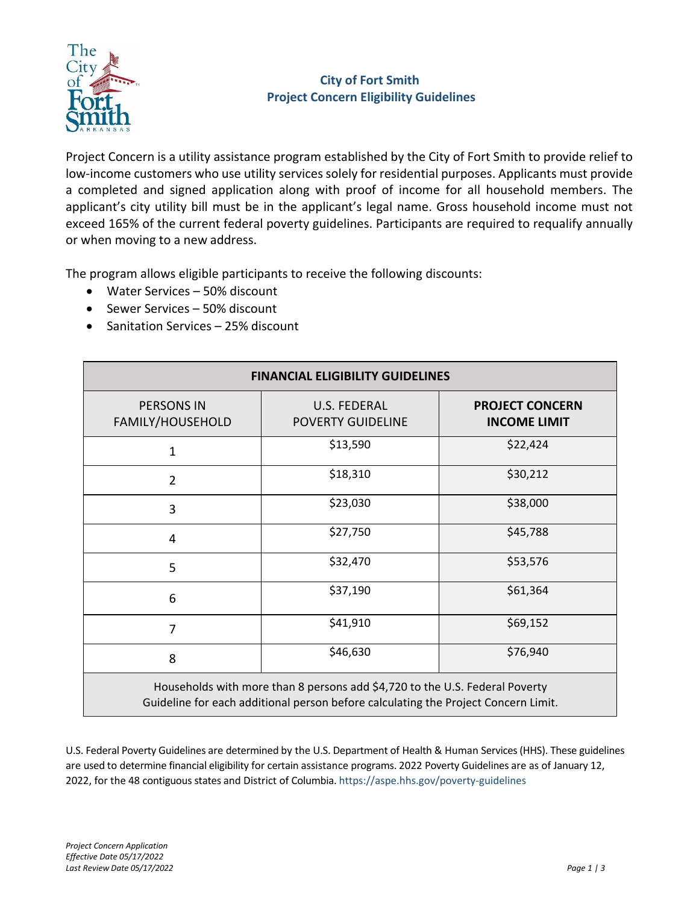# City of Fort Smith
## Project Concern Eligibility Guidelines

Project Concern is a utility assistance program established by the City of Fort Smith to provide relief to low-income customers who use utility services solely for residential purposes. Applicants must provide a completed and signed application along with proof of income for all household members. The applicant's city utility bill must be in the applicant's legal name. Gross household income must not exceed 165% of the current federal poverty guidelines. Participants are required to requalify annually or when moving to a new address.

The program allows eligible participants to receive the following discounts:

- Water Services – 50% discount
- Sewer Services – 50% discount
- Sanitation Services – 25% discount

| FINANCIAL ELIGIBILITY GUIDELINES | | |
|---|---|---|
| PERSONS IN FAMILY/HOUSEHOLD | U.S. FEDERAL POVERTY GUIDELINE | **PROJECT CONCERN INCOME LIMIT** |
| 1 | $13,590 | $22,424 |
| 2 | $18,310 | $30,212 |
| 3 | $23,030 | $38,000 |
| 4 | $27,750 | $45,788 |
| 5 | $32,470 | $53,576 |
| 6 | $37,190 | $61,364 |
| 7 | $41,910 | $69,152 |
| 8 | $46,630 | $76,940 |
| Households with more than 8 persons add $4,720 to the U.S. Federal Poverty Guideline for each additional person before calculating the Project Concern Limit. | | |

U.S. Federal Poverty Guidelines are determined by the U.S. Department of Health & Human Services (HHS). These guidelines are used to determine financial eligibility for certain assistance programs. 2022 Poverty Guidelines are as of January 12, 2022, for the 48 contiguous states and District of Columbia. https://aspe.hhs.gov/poverty-guidelines

*Project Concern Application*
*Effective Date 05/17/2022*
*Last Review Date 05/17/2022*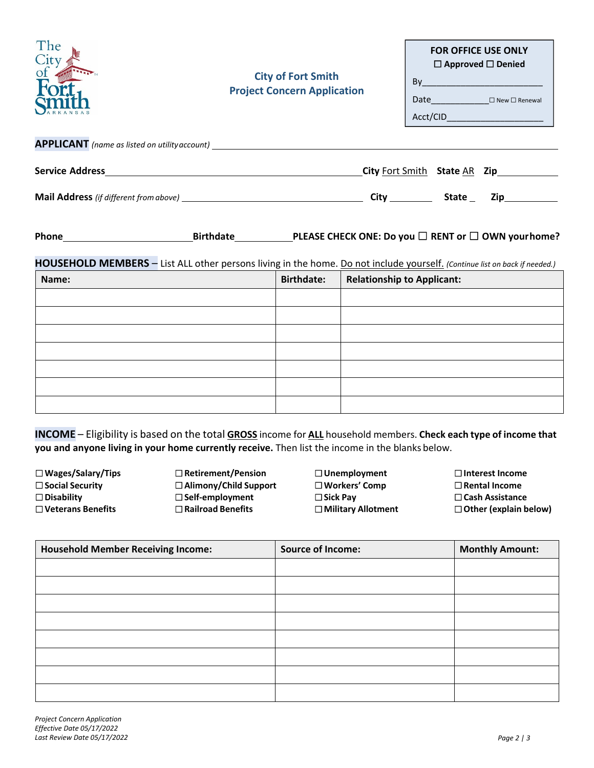**The City of Fort Smith ARKANSAS**

## City of Fort Smith
## Project Concern Application

| FOR OFFICE USE ONLY |
|---|
| ☐ Approved ☐ Denied |
| By\_\_\_\_\_\_\_\_\_\_\_\_\_\_\_\_\_\_\_\_\_\_\_\_ |
| Date\_\_\_\_\_\_\_\_\_\_\_\_ ☐ New ☐ Renewal |
| Acct/CID\_\_\_\_\_\_\_\_\_\_\_\_\_\_\_\_\_\_\_\_ |

**APPLICANT** *(name as listed on utility account)* \_\_\_\_\_\_\_\_\_\_\_\_\_\_\_\_\_\_\_\_\_\_\_\_\_\_\_\_\_\_\_\_\_\_\_\_\_\_\_\_

**Service Address** \_\_\_\_\_\_\_\_\_\_\_\_\_\_\_\_\_\_\_\_\_\_\_\_\_\_\_\_\_\_\_\_ **City** Fort Smith **State** AR **Zip** \_\_\_\_\_\_\_\_\_\_

**Mail Address** *(if different from above)* \_\_\_\_\_\_\_\_\_\_\_\_\_\_\_\_\_\_\_\_\_\_\_\_ **City** \_\_\_\_\_\_\_\_ **State** \_ **Zip** \_\_\_\_\_\_\_\_\_\_

**Phone** \_\_\_\_\_\_\_\_\_\_\_\_\_\_\_\_\_\_\_\_ **Birthdate** \_\_\_\_\_\_\_\_\_\_ **PLEASE CHECK ONE: Do you ☐ RENT or ☐ OWN your home?**

**HOUSEHOLD MEMBERS** – List ALL other persons living in the home. Do not include yourself. *(Continue list on back if needed.)*

| Name: | Birthdate: | Relationship to Applicant: |
|---|---|---|
| | | |
| | | |
| | | |
| | | |
| | | |
| | | |
| | | |

**INCOME** – Eligibility is based on the total **GROSS** income for **ALL** household members. **Check each type of income that you and anyone living in your home currently receive.** Then list the income in the blanks below.

- ☐ **Wages/Salary/Tips**
- ☐ **Social Security**
- ☐ **Disability**
- ☐ **Veterans Benefits**
- ☐ **Retirement/Pension**
- ☐ **Alimony/Child Support**
- ☐ **Self-employment**
- ☐ **Railroad Benefits**
- ☐ **Unemployment**
- ☐ **Workers' Comp**
- ☐ **Sick Pay**
- ☐ **Military Allotment**
- ☐ **Interest Income**
- ☐ **Rental Income**
- ☐ **Cash Assistance**
- ☐ **Other (explain below)**

| Household Member Receiving Income: | Source of Income: | Monthly Amount: |
|---|---|---|
| | | |
| | | |
| | | |
| | | |
| | | |
| | | |
| | | |
| | | |

*Project Concern Application*
*Effective Date 05/17/2022*
*Last Review Date 05/17/2022*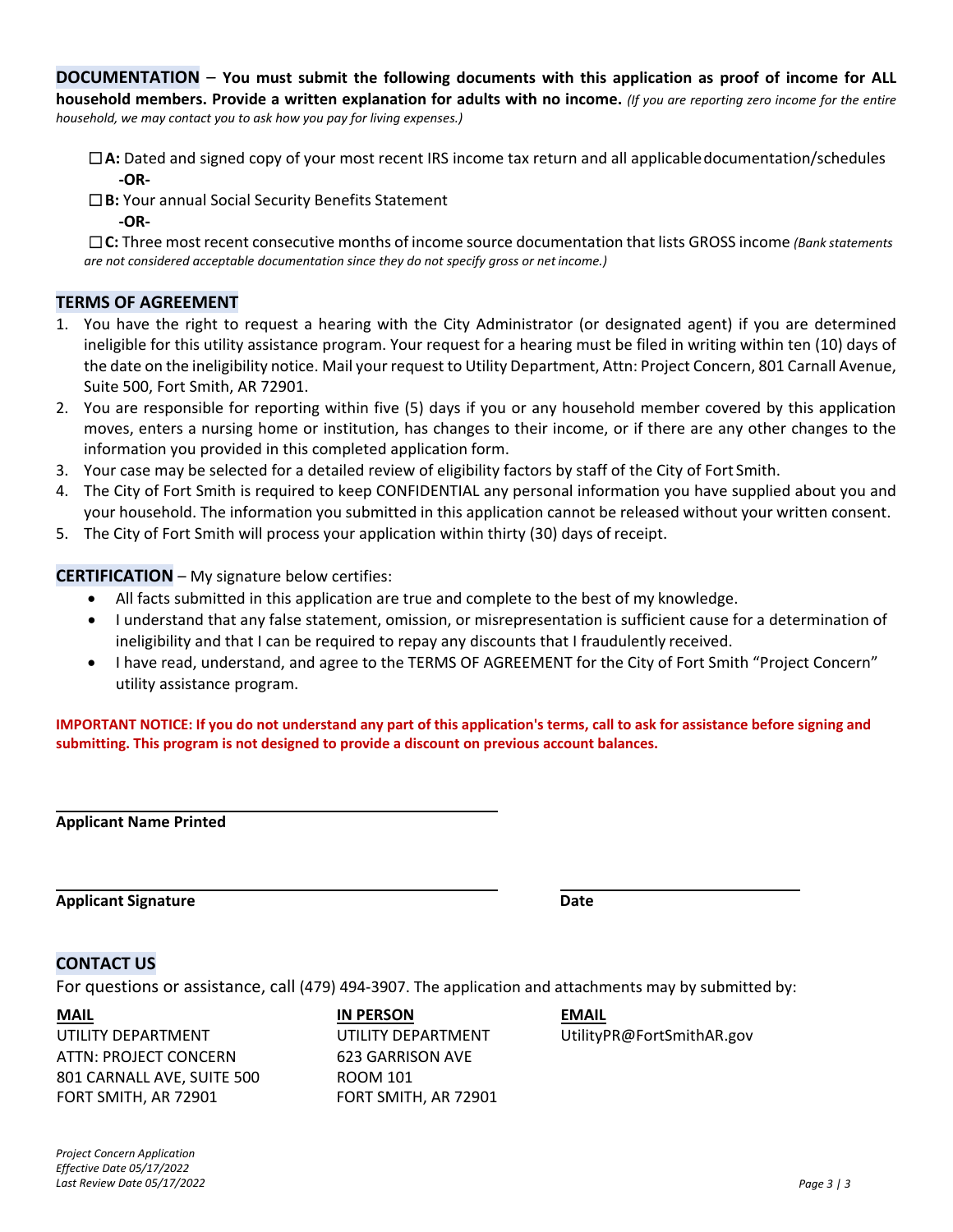**DOCUMENTATION** – **You must submit the following documents with this application as proof of income for ALL household members. Provide a written explanation for adults with no income.** *(If you are reporting zero income for the entire household, we may contact you to ask how you pay for living expenses.)*

☐ **A:** Dated and signed copy of your most recent IRS income tax return and all applicable documentation/schedules
**-OR-**
☐ **B:** Your annual Social Security Benefits Statement
**-OR-**
☐ **C:** Three most recent consecutive months of income source documentation that lists GROSS income *(Bank statements are not considered acceptable documentation since they do not specify gross or net income.)*

## TERMS OF AGREEMENT

1. You have the right to request a hearing with the City Administrator (or designated agent) if you are determined ineligible for this utility assistance program. Your request for a hearing must be filed in writing within ten (10) days of the date on the ineligibility notice. Mail your request to Utility Department, Attn: Project Concern, 801 Carnall Avenue, Suite 500, Fort Smith, AR 72901.
2. You are responsible for reporting within five (5) days if you or any household member covered by this application moves, enters a nursing home or institution, has changes to their income, or if there are any other changes to the information you provided in this completed application form.
3. Your case may be selected for a detailed review of eligibility factors by staff of the City of Fort Smith.
4. The City of Fort Smith is required to keep CONFIDENTIAL any personal information you have supplied about you and your household. The information you submitted in this application cannot be released without your written consent.
5. The City of Fort Smith will process your application within thirty (30) days of receipt.

**CERTIFICATION** – My signature below certifies:

- All facts submitted in this application are true and complete to the best of my knowledge.
- I understand that any false statement, omission, or misrepresentation is sufficient cause for a determination of ineligibility and that I can be required to repay any discounts that I fraudulently received.
- I have read, understand, and agree to the TERMS OF AGREEMENT for the City of Fort Smith "Project Concern" utility assistance program.

**IMPORTANT NOTICE: If you do not understand any part of this application's terms, call to ask for assistance before signing and submitting. This program is not designed to provide a discount on previous account balances.**

______________________________
**Applicant Name Printed**

______________________________ ______________________
**Applicant Signature** **Date**

## CONTACT US

For questions or assistance, call (479) 494-3907. The application and attachments may by submitted by:

**MAIL**
UTILITY DEPARTMENT
ATTN: PROJECT CONCERN
801 CARNALL AVE, SUITE 500
FORT SMITH, AR 72901

**IN PERSON**
UTILITY DEPARTMENT
623 GARRISON AVE
ROOM 101
FORT SMITH, AR 72901

**EMAIL**
UtilityPR@FortSmithAR.gov

*Project Concern Application*
*Effective Date 05/17/2022*
*Last Review Date 05/17/2022*